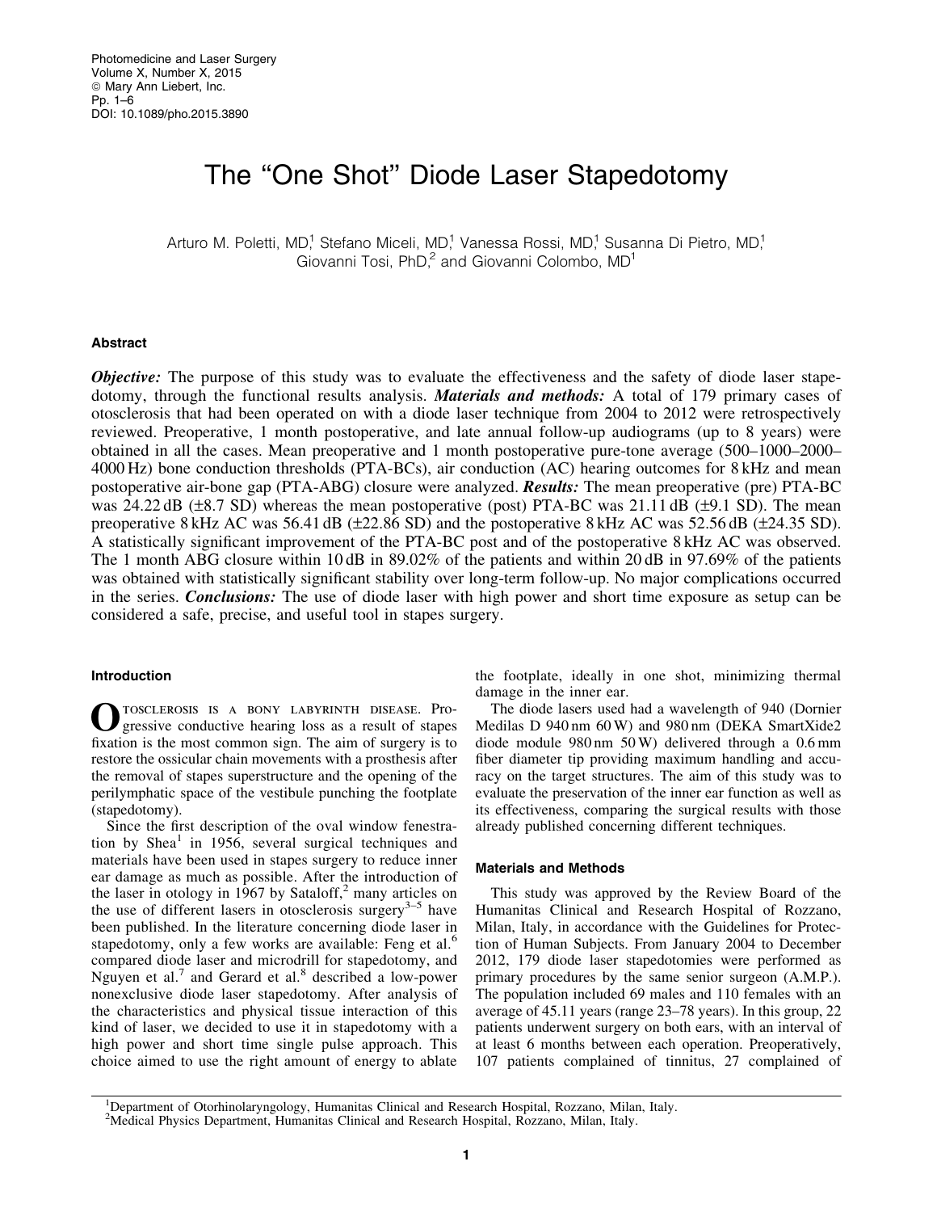# The "One Shot" Diode Laser Stapedotomy

Arturo M. Poletti, MD,[1] Stefano Miceli, MD,[1] Vanessa Rossi, MD,[1] Susanna Di Pietro, MD,[1] Giovanni Tosi, PhD,[2] and Giovanni Colombo, MD[1]

## Abstract

***Objective:*** The purpose of this study was to evaluate the effectiveness and the safety of diode laser stapedotomy, through the functional results analysis. ***Materials and methods:*** A total of 179 primary cases of otosclerosis that had been operated on with a diode laser technique from 2004 to 2012 were retrospectively reviewed. Preoperative, 1 month postoperative, and late annual follow-up audiograms (up to 8 years) were obtained in all the cases. Mean preoperative and 1 month postoperative pure-tone average (500–1000–2000–4000 Hz) bone conduction thresholds (PTA-BCs), air conduction (AC) hearing outcomes for 8 kHz and mean postoperative air-bone gap (PTA-ABG) closure were analyzed. ***Results:*** The mean preoperative (pre) PTA-BC was 24.22 dB (±8.7 SD) whereas the mean postoperative (post) PTA-BC was 21.11 dB (±9.1 SD). The mean preoperative 8 kHz AC was 56.41 dB (±22.86 SD) and the postoperative 8 kHz AC was 52.56 dB (±24.35 SD). A statistically significant improvement of the PTA-BC post and of the postoperative 8 kHz AC was observed. The 1 month ABG closure within 10 dB in 89.02% of the patients and within 20 dB in 97.69% of the patients was obtained with statistically significant stability over long-term follow-up. No major complications occurred in the series. ***Conclusions:*** The use of diode laser with high power and short time exposure as setup can be considered a safe, precise, and useful tool in stapes surgery.

## Introduction

Otosclerosis is a bony labyrinth disease. Progressive conductive hearing loss as a result of stapes fixation is the most common sign. The aim of surgery is to restore the ossicular chain movements with a prosthesis after the removal of stapes superstructure and the opening of the perilymphatic space of the vestibule punching the footplate (stapedotomy).

Since the first description of the oval window fenestration by Shea[1] in 1956, several surgical techniques and materials have been used in stapes surgery to reduce inner ear damage as much as possible. After the introduction of the laser in otology in 1967 by Sataloff,[2] many articles on the use of different lasers in otosclerosis surgery[3–5] have been published. In the literature concerning diode laser in stapedotomy, only a few works are available: Feng et al.[6] compared diode laser and microdrill for stapedotomy, and Nguyen et al.[7] and Gerard et al.[8] described a low-power nonexclusive diode laser stapedotomy. After analysis of the characteristics and physical tissue interaction of this kind of laser, we decided to use it in stapedotomy with a high power and short time single pulse approach. This choice aimed to use the right amount of energy to ablate the footplate, ideally in one shot, minimizing thermal damage in the inner ear.

The diode lasers used had a wavelength of 940 (Dornier Medilas D 940 nm 60 W) and 980 nm (DEKA SmartXide2 diode module 980 nm 50 W) delivered through a 0.6 mm fiber diameter tip providing maximum handling and accuracy on the target structures. The aim of this study was to evaluate the preservation of the inner ear function as well as its effectiveness, comparing the surgical results with those already published concerning different techniques.

## Materials and Methods

This study was approved by the Review Board of the Humanitas Clinical and Research Hospital of Rozzano, Milan, Italy, in accordance with the Guidelines for Protection of Human Subjects. From January 2004 to December 2012, 179 diode laser stapedotomies were performed as primary procedures by the same senior surgeon (A.M.P.). The population included 69 males and 110 females with an average of 45.11 years (range 23–78 years). In this group, 22 patients underwent surgery on both ears, with an interval of at least 6 months between each operation. Preoperatively, 107 patients complained of tinnitus, 27 complained of

[1]Department of Otorhinolaryngology, Humanitas Clinical and Research Hospital, Rozzano, Milan, Italy.
[2]Medical Physics Department, Humanitas Clinical and Research Hospital, Rozzano, Milan, Italy.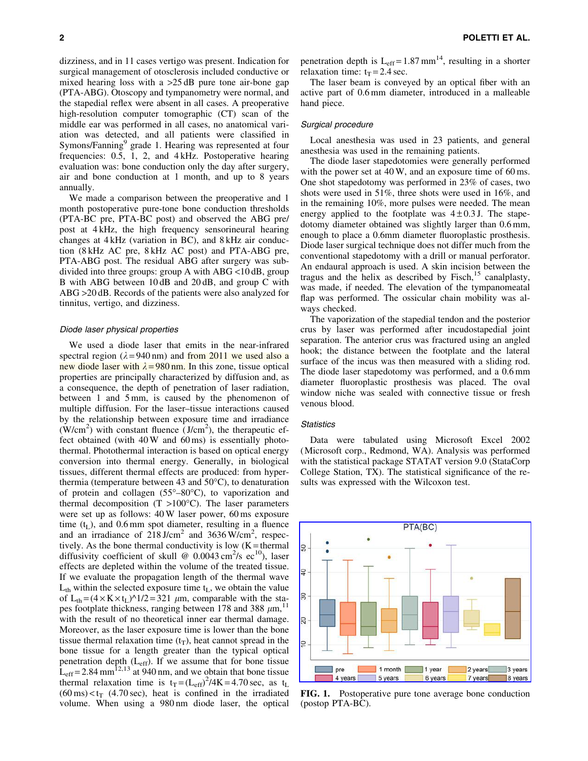dizziness, and in 11 cases vertigo was present. Indication for surgical management of otosclerosis included conductive or mixed hearing loss with a >25 dB pure tone air-bone gap (PTA-ABG). Otoscopy and tympanometry were normal, and the stapedial reflex were absent in all cases. A preoperative high-resolution computer tomographic (CT) scan of the middle ear was performed in all cases, no anatomical variation was detected, and all patients were classified in Symons/Fanning[9] grade 1. Hearing was represented at four frequencies: 0.5, 1, 2, and 4 kHz. Postoperative hearing evaluation was: bone conduction only the day after surgery, air and bone conduction at 1 month, and up to 8 years annually.

We made a comparison between the preoperative and 1 month postoperative pure-tone bone conduction thresholds (PTA-BC pre, PTA-BC post) and observed the ABG pre/post at 4 kHz, the high frequency sensorineural hearing changes at 4 kHz (variation in BC), and 8 kHz air conduction (8 kHz AC pre, 8 kHz AC post) and PTA-ABG pre, PTA-ABG post. The residual ABG after surgery was subdivided into three groups: group A with ABG <10 dB, group B with ABG between 10 dB and 20 dB, and group C with ABG >20 dB. Records of the patients were also analyzed for tinnitus, vertigo, and dizziness.

### Diode laser physical properties

We used a diode laser that emits in the near-infrared spectral region ($\lambda = 940$ nm) and from 2011 we used also a new diode laser with $\lambda = 980$ nm. In this zone, tissue optical properties are principally characterized by diffusion and, as a consequence, the depth of penetration of laser radiation, between 1 and 5 mm, is caused by the phenomenon of multiple diffusion. For the laser–tissue interactions caused by the relationship between exposure time and irradiance ($W/cm^2$) with constant fluence ($J/cm^2$), the therapeutic effect obtained (with 40 W and 60 ms) is essentially photothermal. Photothermal interaction is based on optical energy conversion into thermal energy. Generally, in biological tissues, different thermal effects are produced: from hyperthermia (temperature between 43 and 50°C), to denaturation of protein and collagen (55°–80°C), to vaporization and thermal decomposition (T >100°C). The laser parameters were set up as follows: 40 W laser power, 60 ms exposure time ($t_L$), and 0.6 mm spot diameter, resulting in a fluence and an irradiance of 218 $J/cm^2$ and 3636 $W/cm^2$, respectively. As the bone thermal conductivity is low (K = thermal diffusivity coefficient of skull @ 0.0043 $cm^2$/s ec[10]), laser effects are depleted within the volume of the treated tissue. If we evaluate the propagation length of the thermal wave $L_{th}$ within the selected exposure time $t_L$, we obtain the value of $L_{th} = (4 \times K \times t_L)^{1/2} = 321$ $\mu$m, comparable with the stapes footplate thickness, ranging between 178 and 388 $\mu$m,[11] with the result of no theoretical inner ear thermal damage. Moreover, as the laser exposure time is lower than the bone tissue thermal relaxation time ($t_T$), heat cannot spread in the bone tissue for a length greater than the typical optical penetration depth ($L_{eff}$). If we assume that for bone tissue $L_{eff} = 2.84$ $mm^{12,13}$ at 940 nm, and we obtain that bone tissue thermal relaxation time is $t_T = (L_{eff})^2/4K = 4.70$ sec, as $t_L$ (60 ms) $< t_T$ (4.70 sec), heat is confined in the irradiated volume. When using a 980 nm diode laser, the optical penetration depth is $L_{eff} = 1.87$ mm[14], resulting in a shorter relaxation time: $t_T = 2.4$ sec.

The laser beam is conveyed by an optical fiber with an active part of 0.6 mm diameter, introduced in a malleable hand piece.

### Surgical procedure

Local anesthesia was used in 23 patients, and general anesthesia was used in the remaining patients.

The diode laser stapedotomies were generally performed with the power set at 40 W, and an exposure time of 60 ms. One shot stapedotomy was performed in 23% of cases, two shots were used in 51%, three shots were used in 16%, and in the remaining 10%, more pulses were needed. The mean energy applied to the footplate was $4 \pm 0.3$ J. The stapedotomy diameter obtained was slightly larger than 0.6 mm, enough to place a 0.6mm diameter fluoroplastic prosthesis. Diode laser surgical technique does not differ much from the conventional stapedotomy with a drill or manual perforator. An endaural approach is used. A skin incision between the tragus and the helix as described by Fisch,[15] canalplasty, was made, if needed. The elevation of the tympanomeatal flap was performed. The ossicular chain mobility was always checked.

The vaporization of the stapedial tendon and the posterior crus by laser was performed after incudostapedial joint separation. The anterior crus was fractured using an angled hook; the distance between the footplate and the lateral surface of the incus was then measured with a sliding rod. The diode laser stapedotomy was performed, and a 0.6 mm diameter fluoroplastic prosthesis was placed. The oval window niche was sealed with connective tissue or fresh venous blood.

### Statistics

Data were tabulated using Microsoft Excel 2002 (Microsoft corp., Redmond, WA). Analysis was performed with the statistical package STATAT version 9.0 (StataCorp College Station, TX). The statistical significance of the results was expressed with the Wilcoxon test.

**FIG. 1.** Postoperative pure tone average bone conduction (postop PTA-BC).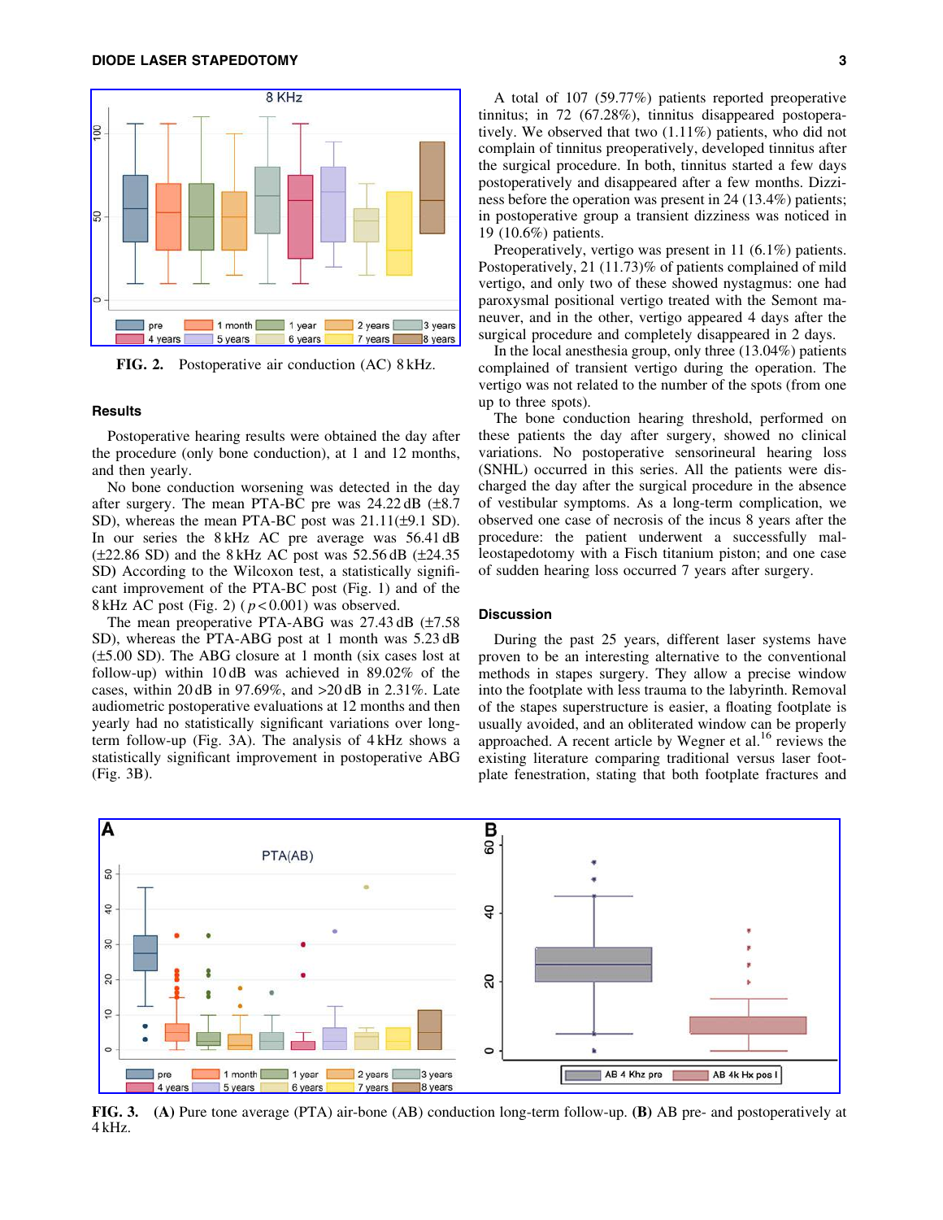FIG. 2. Postoperative air conduction (AC) 8 kHz.

## Results

Postoperative hearing results were obtained the day after the procedure (only bone conduction), at 1 and 12 months, and then yearly.

No bone conduction worsening was detected in the day after surgery. The mean PTA-BC pre was 24.22 dB (±8.7 SD), whereas the mean PTA-BC post was 21.11(±9.1 SD). In our series the 8 kHz AC pre average was 56.41 dB (±22.86 SD) and the 8 kHz AC post was 52.56 dB (±24.35 SD) According to the Wilcoxon test, a statistically significant improvement of the PTA-BC post (Fig. 1) and of the 8 kHz AC post (Fig. 2) ($p < 0.001$) was observed.

The mean preoperative PTA-ABG was 27.43 dB (±7.58 SD), whereas the PTA-ABG post at 1 month was 5.23 dB (±5.00 SD). The ABG closure at 1 month (six cases lost at follow-up) within 10 dB was achieved in 89.02% of the cases, within 20 dB in 97.69%, and >20 dB in 2.31%. Late audiometric postoperative evaluations at 12 months and then yearly had no statistically significant variations over long-term follow-up (Fig. 3A). The analysis of 4 kHz shows a statistically significant improvement in postoperative ABG (Fig. 3B).

A total of 107 (59.77%) patients reported preoperative tinnitus; in 72 (67.28%), tinnitus disappeared postoperatively. We observed that two (1.11%) patients, who did not complain of tinnitus preoperatively, developed tinnitus after the surgical procedure. In both, tinnitus started a few days postoperatively and disappeared after a few months. Dizziness before the operation was present in 24 (13.4%) patients; in postoperative group a transient dizziness was noticed in 19 (10.6%) patients.

Preoperatively, vertigo was present in 11 (6.1%) patients. Postoperatively, 21 (11.73)% of patients complained of mild vertigo, and only two of these showed nystagmus: one had paroxysmal positional vertigo treated with the Semont maneuver, and in the other, vertigo appeared 4 days after the surgical procedure and completely disappeared in 2 days.

In the local anesthesia group, only three (13.04%) patients complained of transient vertigo during the operation. The vertigo was not related to the number of the spots (from one up to three spots).

The bone conduction hearing threshold, performed on these patients the day after surgery, showed no clinical variations. No postoperative sensorineural hearing loss (SNHL) occurred in this series. All the patients were discharged the day after the surgical procedure in the absence of vestibular symptoms. As a long-term complication, we observed one case of necrosis of the incus 8 years after the procedure: the patient underwent a successfully malleostapedotomy with a Fisch titanium piston; and one case of sudden hearing loss occurred 7 years after surgery.

## Discussion

During the past 25 years, different laser systems have proven to be an interesting alternative to the conventional methods in stapes surgery. They allow a precise window into the footplate with less trauma to the labyrinth. Removal of the stapes superstructure is easier, a floating footplate is usually avoided, and an obliterated window can be properly approached. A recent article by Wegner et al.[16] reviews the existing literature comparing traditional versus laser footplate fenestration, stating that both footplate fractures and

FIG. 3. **(A)** Pure tone average (PTA) air-bone (AB) conduction long-term follow-up. **(B)** AB pre- and postoperatively at 4 kHz.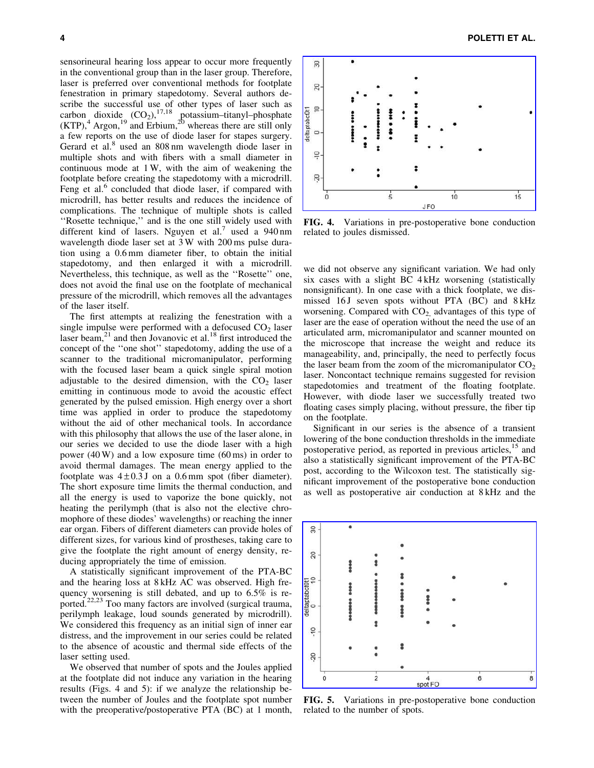sensorineural hearing loss appear to occur more frequently in the conventional group than in the laser group. Therefore, laser is preferred over conventional methods for footplate fenestration in primary stapedotomy. Several authors describe the successful use of other types of laser such as carbon dioxide ($CO_2$),[17,18] potassium–titanyl–phosphate (KTP),[4] Argon,[19] and Erbium,[20] whereas there are still only a few reports on the use of diode laser for stapes surgery. Gerard et al.[8] used an 808 nm wavelength diode laser in multiple shots and with fibers with a small diameter in continuous mode at 1 W, with the aim of weakening the footplate before creating the stapedotomy with a microdrill. Feng et al.[6] concluded that diode laser, if compared with microdrill, has better results and reduces the incidence of complications. The technique of multiple shots is called ''Rosette technique,'' and is the one still widely used with different kind of lasers. Nguyen et al.[7] used a 940 nm wavelength diode laser set at 3 W with 200 ms pulse duration using a 0.6 mm diameter fiber, to obtain the initial stapedotomy, and then enlarged it with a microdrill. Nevertheless, this technique, as well as the ''Rosette'' one, does not avoid the final use on the footplate of mechanical pressure of the microdrill, which removes all the advantages of the laser itself.

The first attempts at realizing the fenestration with a single impulse were performed with a defocused $CO_2$ laser laser beam,[21] and then Jovanovic et al.[18] first introduced the concept of the ''one shot'' stapedotomy, adding the use of a scanner to the traditional micromanipulator, performing with the focused laser beam a quick single spiral motion adjustable to the desired dimension, with the $CO_2$ laser emitting in continuous mode to avoid the acoustic effect generated by the pulsed emission. High energy over a short time was applied in order to produce the stapedotomy without the aid of other mechanical tools. In accordance with this philosophy that allows the use of the laser alone, in our series we decided to use the diode laser with a high power (40 W) and a low exposure time (60 ms) in order to avoid thermal damages. The mean energy applied to the footplate was $4 \pm 0.3$ J on a 0.6 mm spot (fiber diameter). The short exposure time limits the thermal conduction, and all the energy is used to vaporize the bone quickly, not heating the perilymph (that is also not the elective chromophore of these diodes' wavelengths) or reaching the inner ear organ. Fibers of different diameters can provide holes of different sizes, for various kind of prostheses, taking care to give the footplate the right amount of energy density, reducing appropriately the time of emission.

A statistically significant improvement of the PTA-BC and the hearing loss at 8 kHz AC was observed. High frequency worsening is still debated, and up to 6.5% is reported.[22,23] Too many factors are involved (surgical trauma, perilymph leakage, loud sounds generated by microdrill). We considered this frequency as an initial sign of inner ear distress, and the improvement in our series could be related to the absence of acoustic and thermal side effects of the laser setting used.

We observed that number of spots and the Joules applied at the footplate did not induce any variation in the hearing results (Figs. 4 and 5): if we analyze the relationship between the number of Joules and the footplate spot number with the preoperative/postoperative PTA (BC) at 1 month, we did not observe any significant variation. We had only six cases with a slight BC 4 kHz worsening (statistically nonsignificant). In one case with a thick footplate, we dismissed 16 J seven spots without PTA (BC) and 8 kHz worsening. Compared with $CO_2$, advantages of this type of laser are the ease of operation without the need the use of an articulated arm, micromanipulator and scanner mounted on the microscope that increase the weight and reduce its manageability, and, principally, the need to perfectly focus the laser beam from the zoom of the micromanipulator $CO_2$ laser. Noncontact technique remains suggested for revision stapedotomies and treatment of the floating footplate. However, with diode laser we successfully treated two floating cases simply placing, without pressure, the fiber tip on the footplate.

FIG. 4. Variations in pre-postoperative bone conduction related to joules dismissed.

Significant in our series is the absence of a transient lowering of the bone conduction thresholds in the immediate postoperative period, as reported in previous articles,[15] and also a statistically significant improvement of the PTA-BC post, according to the Wilcoxon test. The statistically significant improvement of the postoperative bone conduction as well as postoperative air conduction at 8 kHz and the

FIG. 5. Variations in pre-postoperative bone conduction related to the number of spots.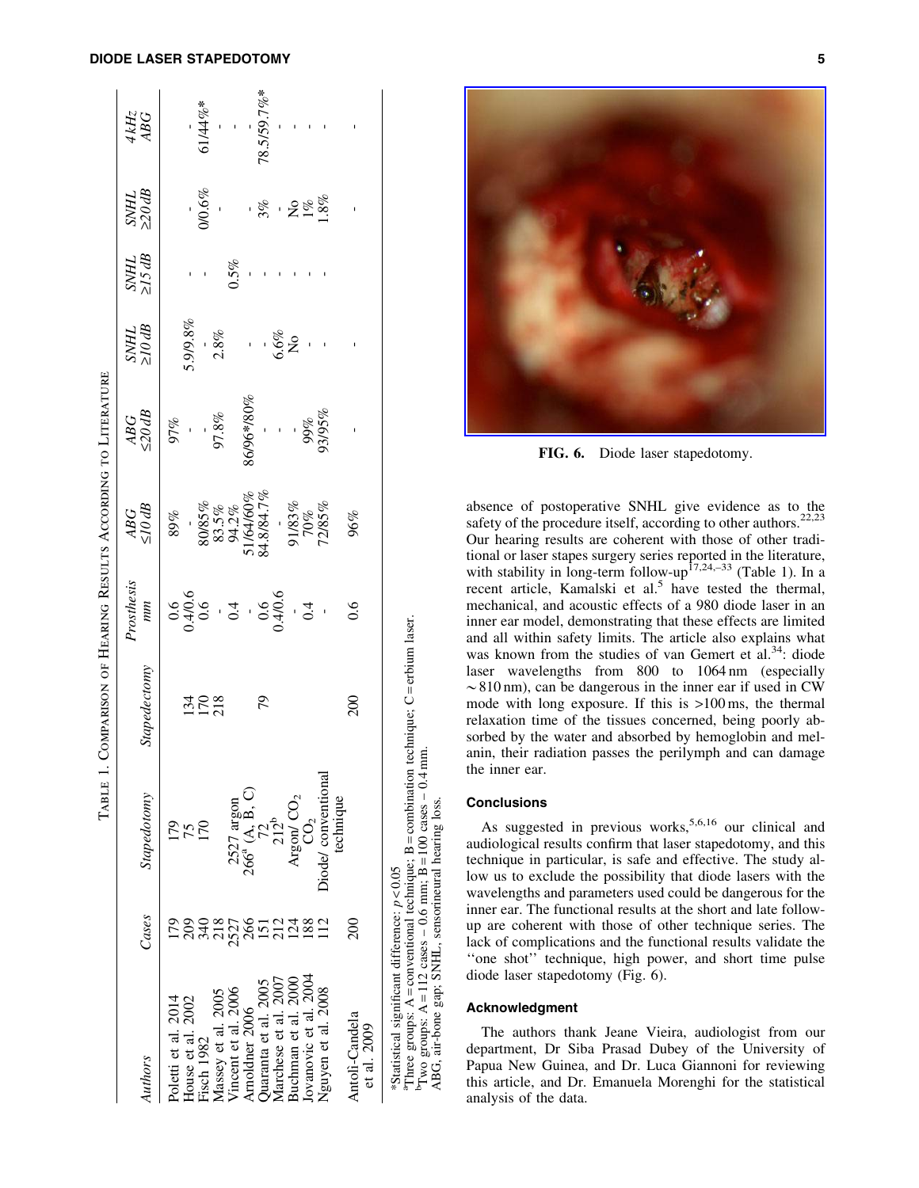**Table 1. Comparison of Hearing Results According to Literature**

| Authors | Cases | Stapedotomy | Stapedectomy | Prosthesis mm | ABG ≤10 dB | ABG ≤20 dB | SNHL ≥10 dB | SNHL ≥15 dB | SNHL ≥20 dB | 4 kHz ABG |
|---|---|---|---|---|---|---|---|---|---|---|
| Poletti et al. 2014 | 179 | 179 | | 0.6 | 89% | 97% | | | | |
| House et al. 2002 | 209 | 75 | 134 | 0.4/0.6 | - | - | 5.9/9.8% | - | - | - |
| Fisch 1982 | 340 | 170 | 170 | 0.6 | 80/85% | - | - | - | 0/0.6% | 61/44%* |
| Massey et al. 2005 | 218 | | 218 | - | 83.5% | - | | | - | - |
| Vincent et al. 2006 | 2527 | 2527 argon | | 0.4 | 94.2% | 97.8% | 2.8% | 0.5% | | - |
| Arnoldner 2006 | 266 | 266[a] (A, B, C) | | - | 51/64/60% | 86/96*/80% | - | | | - |
| Quaranta et al. 2005 | 151 | 72 | 79 | 0.6 | 84.8/84.7% | - | - | - | 3% | 78.5/59.7%* |
| Marchese et al. 2007 | 212 | 212[b] | | 0.4/0.6 | - | | 6.6% | - | - | - |
| Buchman et al. 2000 | 124 | Argon/ $CO_2$ | | - | 91/83% | - | No | - | No | - |
| Jovanovic et al. 2004 | 188 | $CO_2$ | | 0.4 | 70% | 99% | - | - | 1% | - |
| Nguyen et al. 2008 | 112 | Diode/ conventional technique | | - | 72/85% | 93/95% | - | - | 1.8% | - |
| Antoli-Candela et al. 2009 | 200 | | 200 | 0.6 | 96% | - | - | - | - | - |

*Statistical significant difference: $p < 0.05$

[a]Three groups: A = conventional technique; B = combination technique; C = erbium laser.

[b]Two groups: A = 112 cases – 0.6 mm; B = 100 cases – 0.4 mm.

ABG, air-bone gap; SNHL, sensorineural hearing loss.

absence of postoperative SNHL give evidence as to the safety of the procedure itself, according to other authors.[22,23] Our hearing results are coherent with those of other traditional or laser stapes surgery series reported in the literature, with stability in long-term follow-up[17,24,–33] (Table 1). In a recent article, Kamalski et al.[5] have tested the thermal, mechanical, and acoustic effects of a 980 diode laser in an inner ear model, demonstrating that these effects are limited and all within safety limits. The article also explains what was known from the studies of van Gemert et al.[34]: diode laser wavelengths from 800 to 1064 nm (especially ~810 nm), can be dangerous in the inner ear if used in CW mode with long exposure. If this is >100 ms, the thermal relaxation time of the tissues concerned, being poorly absorbed by the water and absorbed by hemoglobin and melanin, their radiation passes the perilymph and can damage the inner ear.

## Conclusions

As suggested in previous works,[5,6,16] our clinical and audiological results confirm that laser stapedotomy, and this technique in particular, is safe and effective. The study allow us to exclude the possibility that diode lasers with the wavelengths and parameters used could be dangerous for the inner ear. The functional results at the short and late follow-up are coherent with those of other technique series. The lack of complications and the functional results validate the ''one shot'' technique, high power, and short time pulse diode laser stapedotomy (Fig. 6).

**FIG. 6.** Diode laser stapedotomy.

## Acknowledgment

The authors thank Jeane Vieira, audiologist from our department, Dr Siba Prasad Dubey of the University of Papua New Guinea, and Dr. Luca Giannoni for reviewing this article, and Dr. Emanuela Morenghi for the statistical analysis of the data.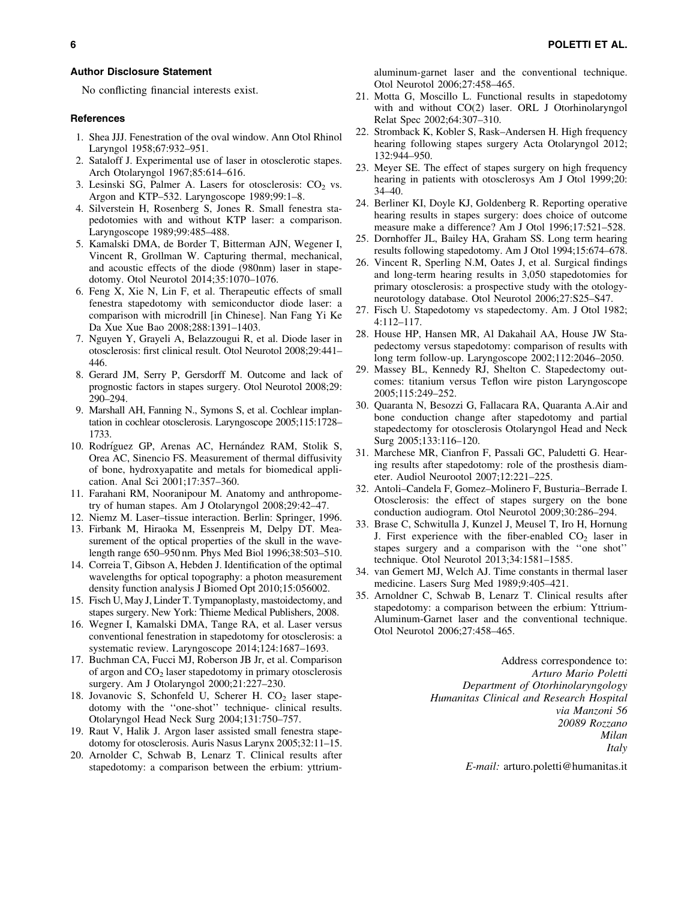### Author Disclosure Statement

No conflicting financial interests exist.

### References

1. Shea JJJ. Fenestration of the oval window. Ann Otol Rhinol Laryngol 1958;67:932–951.
2. Sataloff J. Experimental use of laser in otosclerotic stapes. Arch Otolaryngol 1967;85:614–616.
3. Lesinski SG, Palmer A. Lasers for otosclerosis: $CO_2$ vs. Argon and KTP–532. Laryngoscope 1989;99:1–8.
4. Silverstein H, Rosenberg S, Jones R. Small fenestra stapedotomies with and without KTP laser: a comparison. Laryngoscope 1989;99:485–488.
5. Kamalski DMA, de Border T, Bitterman AJN, Wegener I, Vincent R, Grollman W. Capturing thermal, mechanical, and acoustic effects of the diode (980nm) laser in stapedotomy. Otol Neurotol 2014;35:1070–1076.
6. Feng X, Xie N, Lin F, et al. Therapeutic effects of small fenestra stapedotomy with semiconductor diode laser: a comparison with microdrill [in Chinese]. Nan Fang Yi Ke Da Xue Xue Bao 2008;288:1391–1403.
7. Nguyen Y, Grayeli A, Belazzougui R, et al. Diode laser in otosclerosis: first clinical result. Otol Neurotol 2008;29:441–446.
8. Gerard JM, Serry P, Gersdorff M. Outcome and lack of prognostic factors in stapes surgery. Otol Neurotol 2008;29: 290–294.
9. Marshall AH, Fanning N., Symons S, et al. Cochlear implantation in cochlear otosclerosis. Laryngoscope 2005;115:1728–1733.
10. Rodríguez GP, Arenas AC, Hernández RAM, Stolik S, Orea AC, Sinencio FS. Measurement of thermal diffusivity of bone, hydroxyapatite and metals for biomedical application. Anal Sci 2001;17:357–360.
11. Farahani RM, Nooranipour M. Anatomy and anthropometry of human stapes. Am J Otolaryngol 2008;29:42–47.
12. Niemz M. Laser–tissue interaction. Berlin: Springer, 1996.
13. Firbank M, Hiraoka M, Essenpreis M, Delpy DT. Measurement of the optical properties of the skull in the wavelength range 650–950 nm. Phys Med Biol 1996;38:503–510.
14. Correia T, Gibson A, Hebden J. Identification of the optimal wavelengths for optical topography: a photon measurement density function analysis J Biomed Opt 2010;15:056002.
15. Fisch U, May J, Linder T. Tympanoplasty, mastoidectomy, and stapes surgery. New York: Thieme Medical Publishers, 2008.
16. Wegner I, Kamalski DMA, Tange RA, et al. Laser versus conventional fenestration in stapedotomy for otosclerosis: a systematic review. Laryngoscope 2014;124:1687–1693.
17. Buchman CA, Fucci MJ, Roberson JB Jr, et al. Comparison of argon and $CO_2$ laser stapedotomy in primary otosclerosis surgery. Am J Otolaryngol 2000;21:227–230.
18. Jovanovic S, Schonfeld U, Scherer H. $CO_2$ laser stapedotomy with the ''one-shot'' technique- clinical results. Otolaryngol Head Neck Surg 2004;131:750–757.
19. Raut V, Halik J. Argon laser assisted small fenestra stapedotomy for otosclerosis. Auris Nasus Larynx 2005;32:11–15.
20. Arnolder C, Schwab B, Lenarz T. Clinical results after stapedotomy: a comparison between the erbium: yttrium-aluminum-garnet laser and the conventional technique. Otol Neurotol 2006;27:458–465.
21. Motta G, Moscillo L. Functional results in stapedotomy with and without CO(2) laser. ORL J Otorhinolaryngol Relat Spec 2002;64:307–310.
22. Stromback K, Kobler S, Rask–Andersen H. High frequency hearing following stapes surgery Acta Otolaryngol 2012; 132:944–950.
23. Meyer SE. The effect of stapes surgery on high frequency hearing in patients with otosclerosys Am J Otol 1999;20: 34–40.
24. Berliner KI, Doyle KJ, Goldenberg R. Reporting operative hearing results in stapes surgery: does choice of outcome measure make a difference? Am J Otol 1996;17:521–528.
25. Dornhoffer JL, Bailey HA, Graham SS. Long term hearing results following stapedotomy. Am J Otol 1994;15:674–678.
26. Vincent R, Sperling N.M, Oates J, et al. Surgical findings and long-term hearing results in 3,050 stapedotomies for primary otosclerosis: a prospective study with the otology-neurotology database. Otol Neurotol 2006;27:S25–S47.
27. Fisch U. Stapedotomy vs stapedectomy. Am. J Otol 1982; 4:112–117.
28. House HP, Hansen MR, Al Dakahail AA, House JW Stapedectomy versus stapedotomy: comparison of results with long term follow-up. Laryngoscope 2002;112:2046–2050.
29. Massey BL, Kennedy RJ, Shelton C. Stapedectomy outcomes: titanium versus Teflon wire piston Laryngoscope 2005;115:249–252.
30. Quaranta N, Besozzi G, Fallacara RA, Quaranta A.Air and bone conduction change after stapedotomy and partial stapedectomy for otosclerosis Otolaryngol Head and Neck Surg 2005;133:116–120.
31. Marchese MR, Cianfron F, Passali GC, Paludetti G. Hearing results after stapedotomy: role of the prosthesis diameter. Audiol Neurootol 2007;12:221–225.
32. Antoli–Candela F, Gomez–Molinero F, Busturia–Berrade I. Otosclerosis: the effect of stapes surgery on the bone conduction audiogram. Otol Neurotol 2009;30:286–294.
33. Brase C, Schwitulla J, Kunzel J, Meusel T, Iro H, Hornung J. First experience with the fiber-enabled $CO_2$ laser in stapes surgery and a comparison with the ''one shot'' technique. Otol Neurotol 2013;34:1581–1585.
34. van Gemert MJ, Welch AJ. Time constants in thermal laser medicine. Lasers Surg Med 1989;9:405–421.
35. Arnoldner C, Schwab B, Lenarz T. Clinical results after stapedotomy: a comparison between the erbium: Yttrium-Aluminum-Garnet laser and the conventional technique. Otol Neurotol 2006;27:458–465.

Address correspondence to:
*Arturo Mario Poletti*
*Department of Otorhinolaryngology*
*Humanitas Clinical and Research Hospital*
*via Manzoni 56*
*20089 Rozzano*
*Milan*
*Italy*

*E-mail:* arturo.poletti@humanitas.it